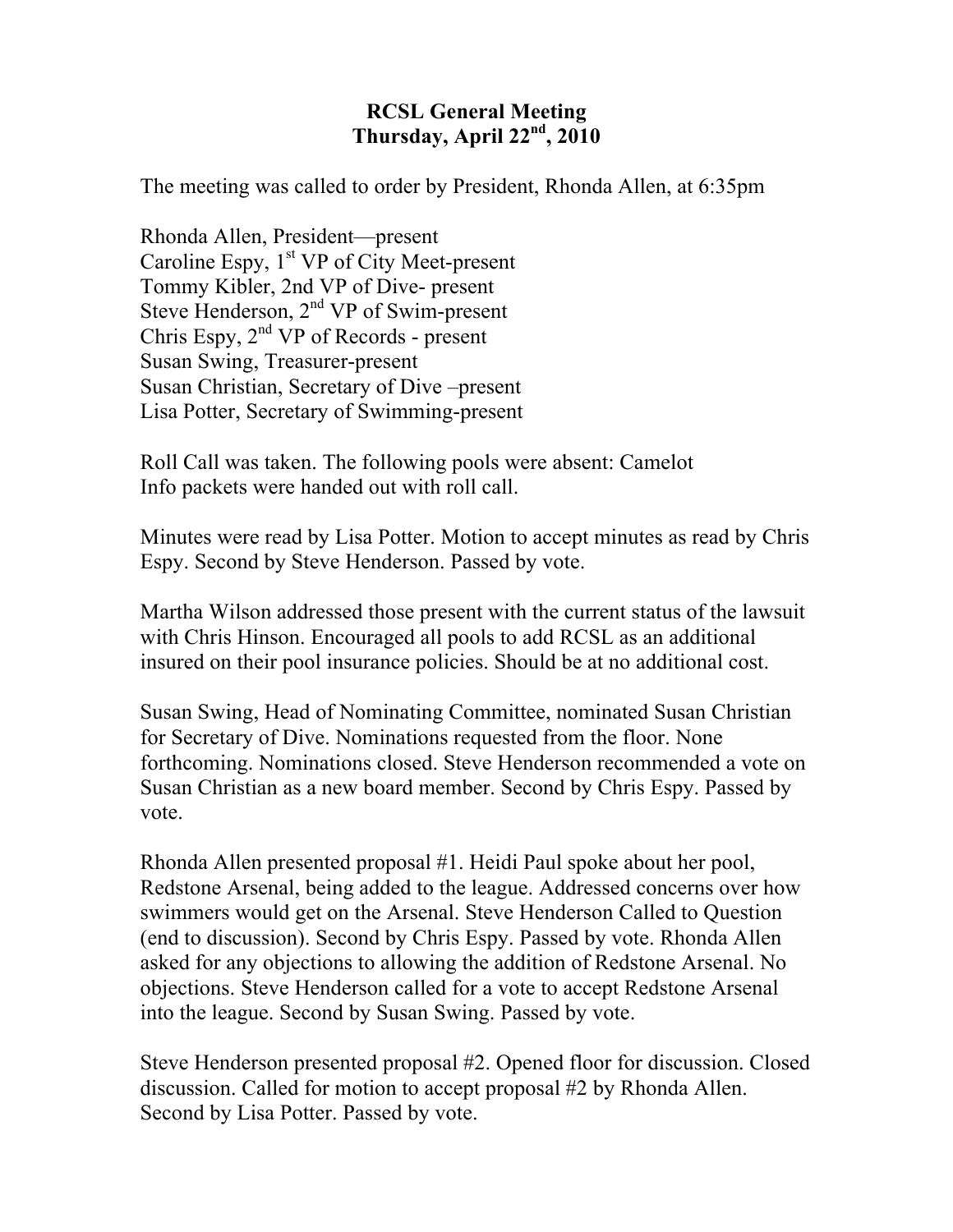# RCSL General Meeting
## Thursday, April 22nd, 2010

The meeting was called to order by President, Rhonda Allen, at 6:35pm

Rhonda Allen, President—present  
Caroline Espy, 1st VP of City Meet-present  
Tommy Kibler, 2nd VP of Dive- present  
Steve Henderson, 2nd VP of Swim-present  
Chris Espy, 2nd VP of Records - present  
Susan Swing, Treasurer-present  
Susan Christian, Secretary of Dive –present  
Lisa Potter, Secretary of Swimming-present

Roll Call was taken. The following pools were absent: Camelot  
Info packets were handed out with roll call.

Minutes were read by Lisa Potter. Motion to accept minutes as read by Chris Espy. Second by Steve Henderson. Passed by vote.

Martha Wilson addressed those present with the current status of the lawsuit with Chris Hinson. Encouraged all pools to add RCSL as an additional insured on their pool insurance policies. Should be at no additional cost.

Susan Swing, Head of Nominating Committee, nominated Susan Christian for Secretary of Dive. Nominations requested from the floor. None forthcoming. Nominations closed. Steve Henderson recommended a vote on Susan Christian as a new board member. Second by Chris Espy. Passed by vote.

Rhonda Allen presented proposal #1. Heidi Paul spoke about her pool, Redstone Arsenal, being added to the league. Addressed concerns over how swimmers would get on the Arsenal. Steve Henderson Called to Question (end to discussion). Second by Chris Espy. Passed by vote. Rhonda Allen asked for any objections to allowing the addition of Redstone Arsenal. No objections. Steve Henderson called for a vote to accept Redstone Arsenal into the league. Second by Susan Swing. Passed by vote.

Steve Henderson presented proposal #2. Opened floor for discussion. Closed discussion. Called for motion to accept proposal #2 by Rhonda Allen. Second by Lisa Potter. Passed by vote.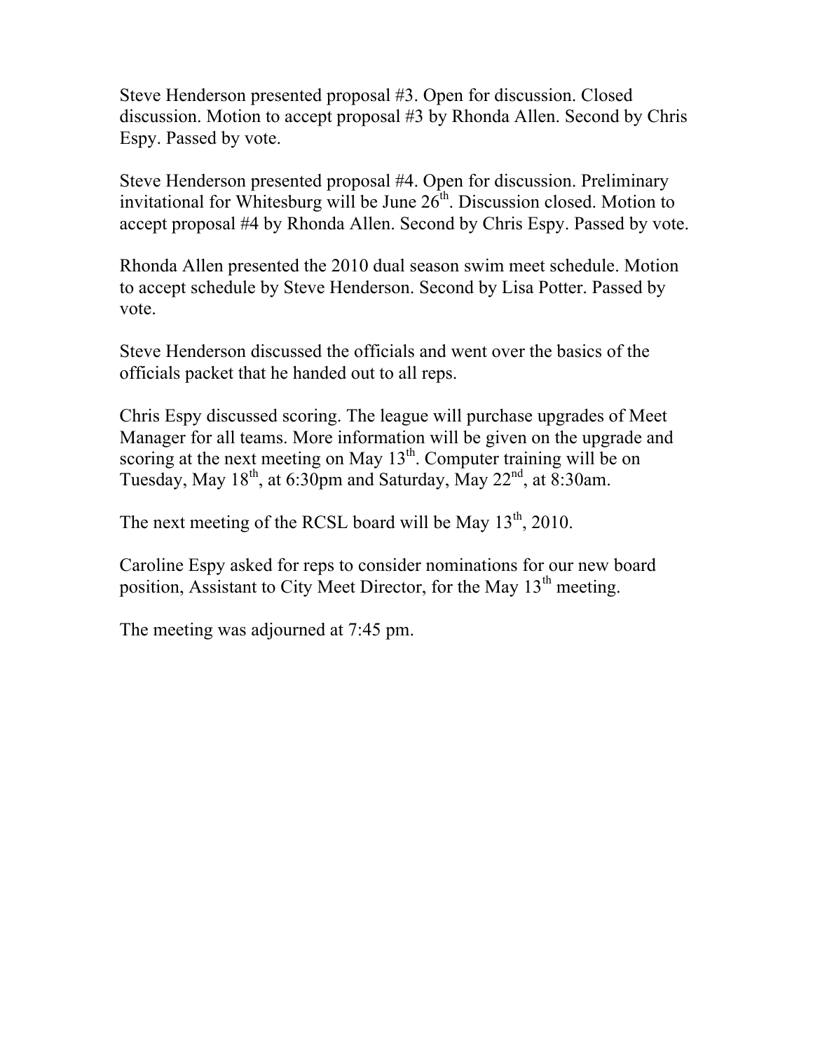Steve Henderson presented proposal #3. Open for discussion. Closed discussion. Motion to accept proposal #3 by Rhonda Allen. Second by Chris Espy. Passed by vote.

Steve Henderson presented proposal #4. Open for discussion. Preliminary invitational for Whitesburg will be June 26th. Discussion closed. Motion to accept proposal #4 by Rhonda Allen. Second by Chris Espy. Passed by vote.

Rhonda Allen presented the 2010 dual season swim meet schedule. Motion to accept schedule by Steve Henderson. Second by Lisa Potter. Passed by vote.

Steve Henderson discussed the officials and went over the basics of the officials packet that he handed out to all reps.

Chris Espy discussed scoring. The league will purchase upgrades of Meet Manager for all teams. More information will be given on the upgrade and scoring at the next meeting on May 13th. Computer training will be on Tuesday, May 18th, at 6:30pm and Saturday, May 22nd, at 8:30am.

The next meeting of the RCSL board will be May 13th, 2010.

Caroline Espy asked for reps to consider nominations for our new board position, Assistant to City Meet Director, for the May 13th meeting.

The meeting was adjourned at 7:45 pm.